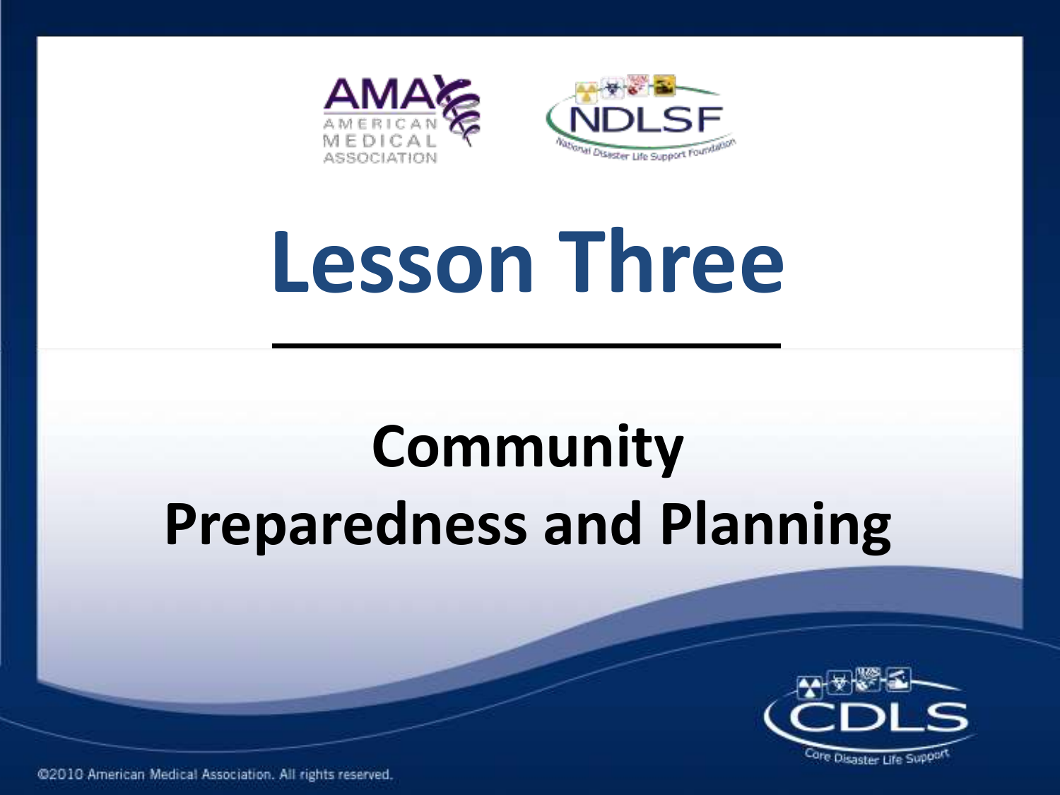# Lesson Three

## Community Preparedness and Planning

©2010 American Medical Association. All rights reserved.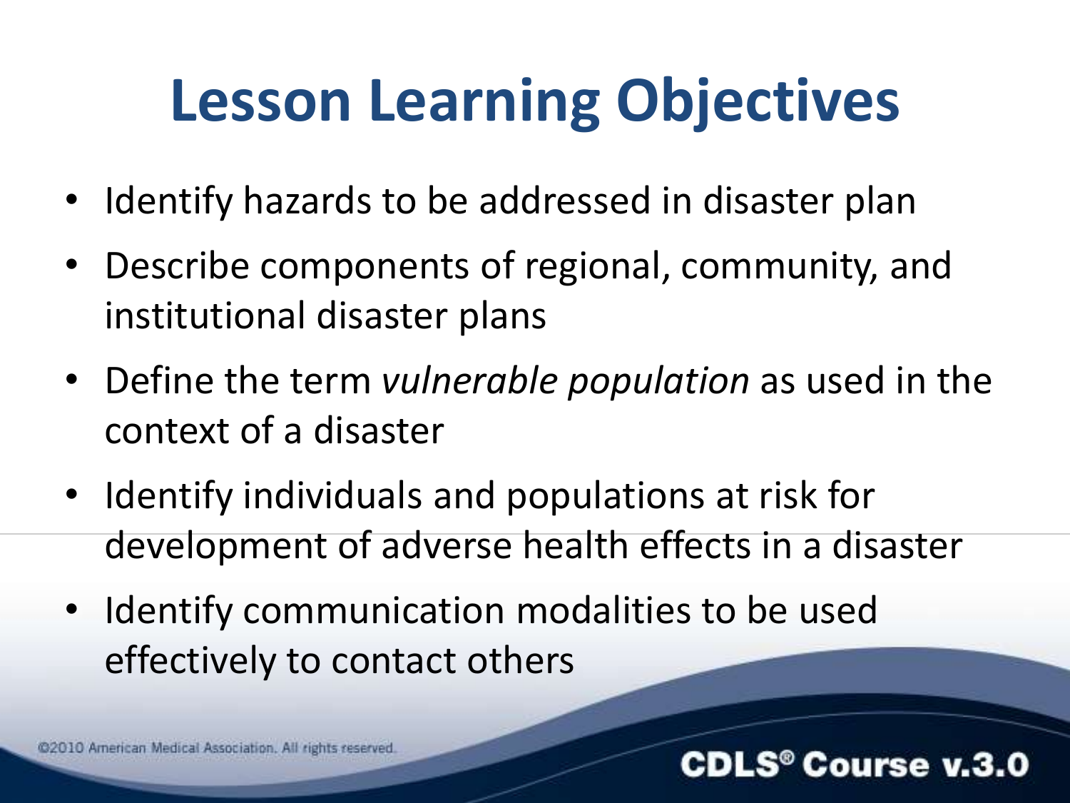# Lesson Learning Objectives

- Identify hazards to be addressed in disaster plan
- Describe components of regional, community, and institutional disaster plans
- Define the term *vulnerable population* as used in the context of a disaster
- Identify individuals and populations at risk for development of adverse health effects in a disaster
- Identify communication modalities to be used effectively to contact others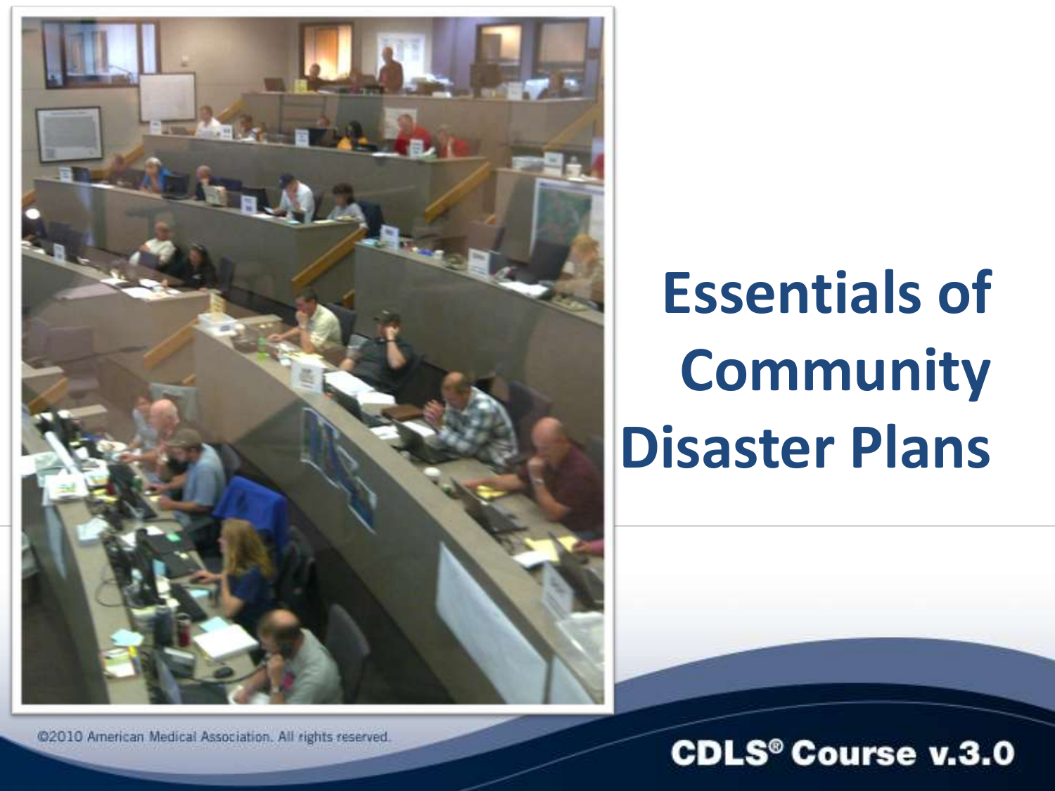# Essentials of Community Disaster Plans

©2010 American Medical Association. All rights reserved.

CDLS® Course v.3.0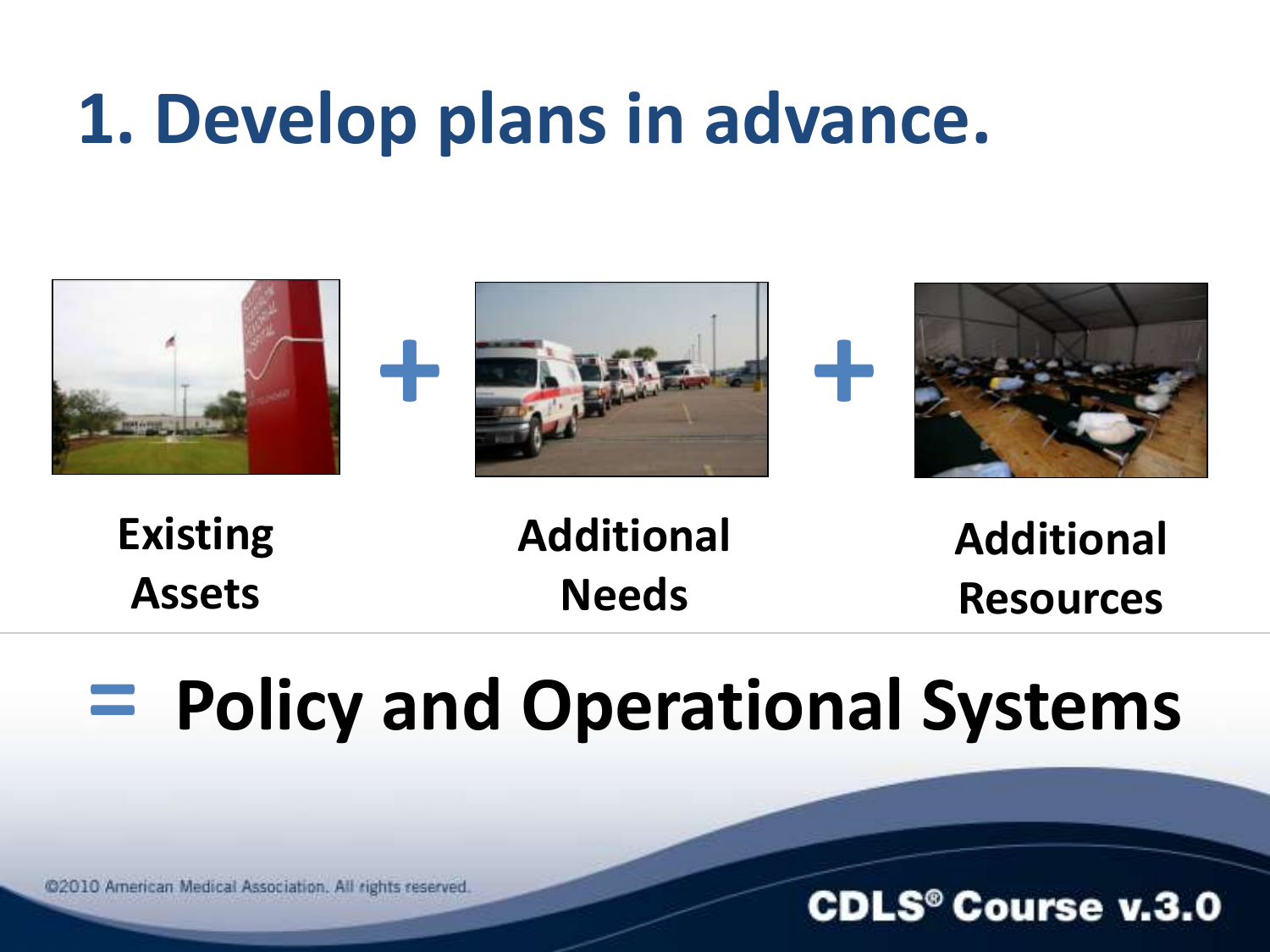# 1. Develop plans in advance.

**Existing Assets** + **Additional Needs** + **Additional Resources**

## = Policy and Operational Systems

©2010 American Medical Association. All rights reserved.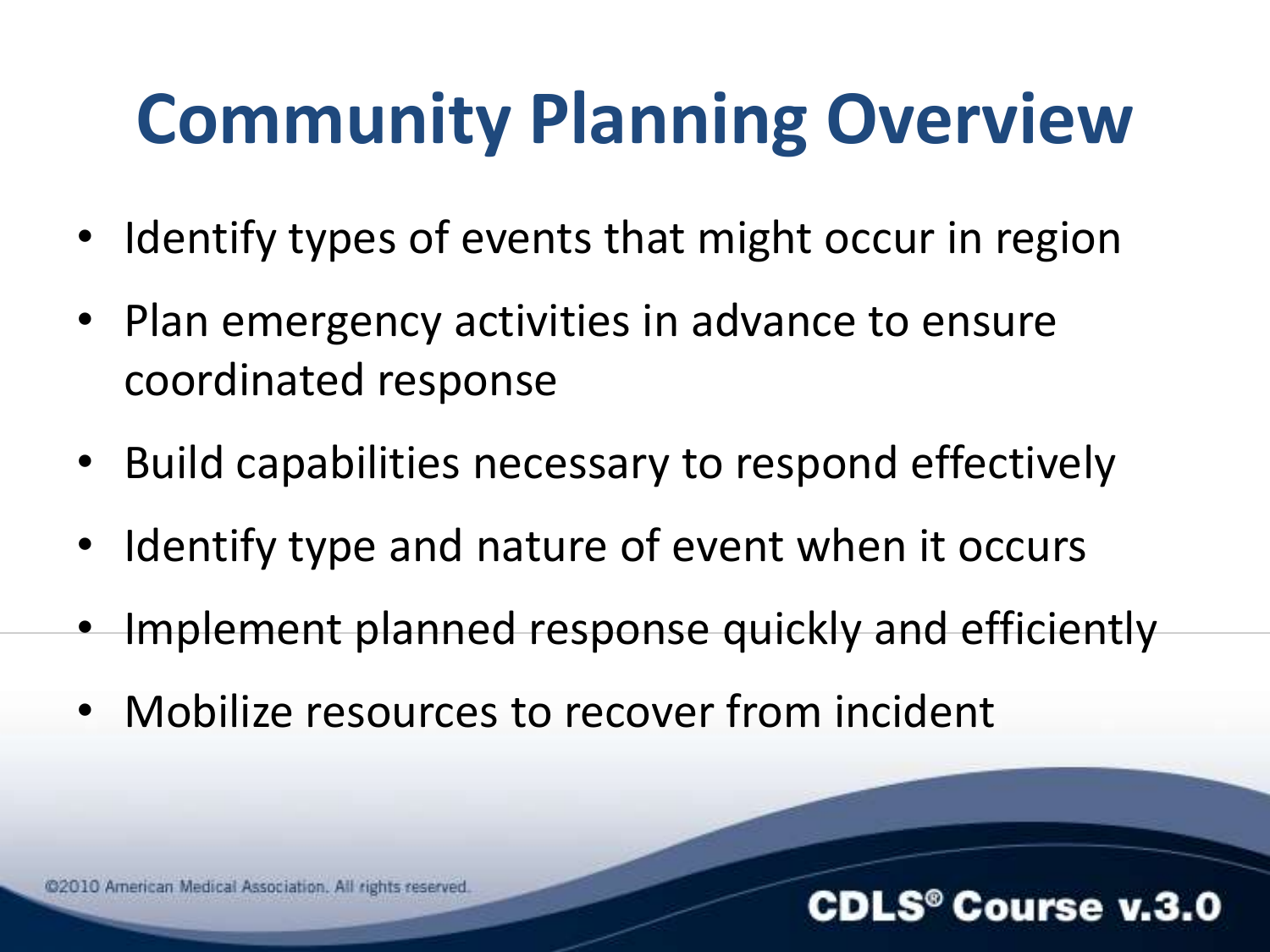# Community Planning Overview

- Identify types of events that might occur in region
- Plan emergency activities in advance to ensure coordinated response
- Build capabilities necessary to respond effectively
- Identify type and nature of event when it occurs
- Implement planned response quickly and efficiently
- Mobilize resources to recover from incident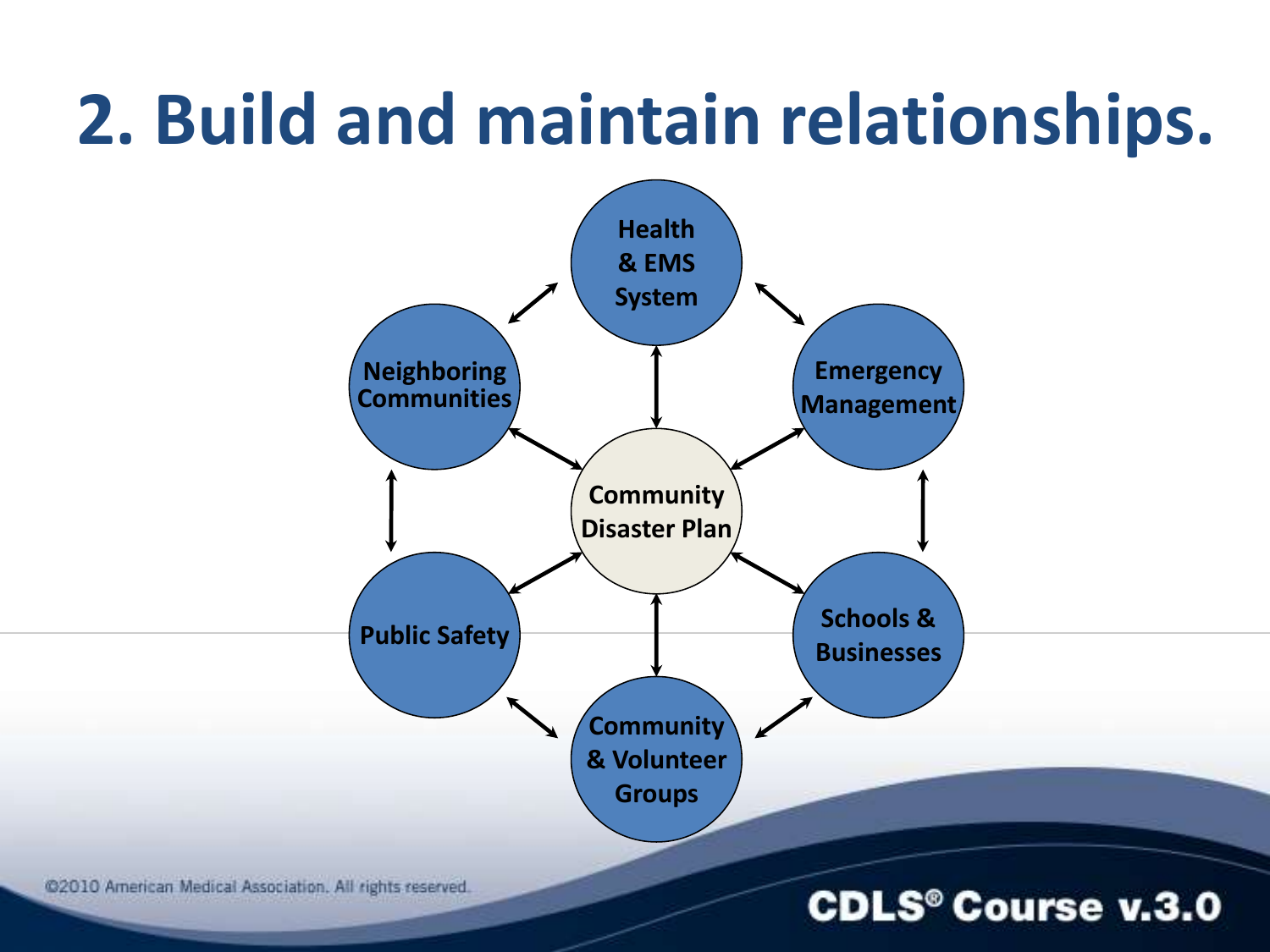# 2. Build and maintain relationships.

- Community Disaster Plan
  - Health & EMS System
  - Emergency Management
  - Schools & Businesses
  - Community & Volunteer Groups
  - Public Safety
  - Neighboring Communities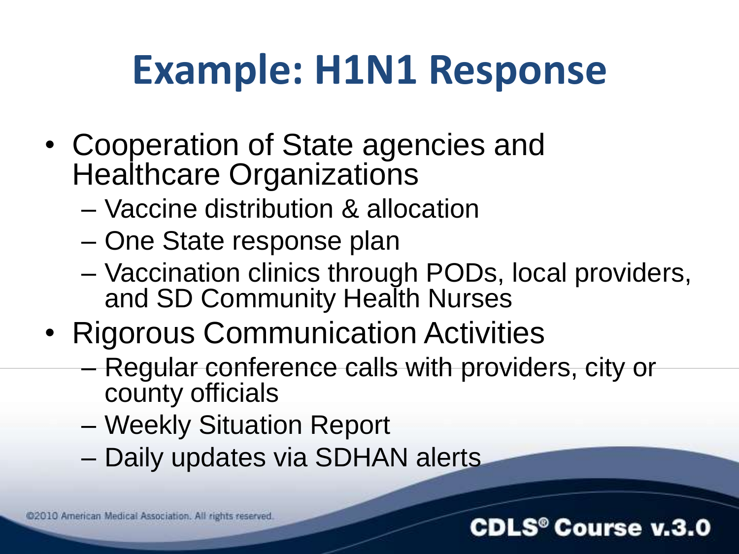# Example: H1N1 Response

- Cooperation of State agencies and Healthcare Organizations
  - Vaccine distribution & allocation
  - One State response plan
  - Vaccination clinics through PODs, local providers, and SD Community Health Nurses
- Rigorous Communication Activities
  - Regular conference calls with providers, city or county officials
  - Weekly Situation Report
  - Daily updates via SDHAN alerts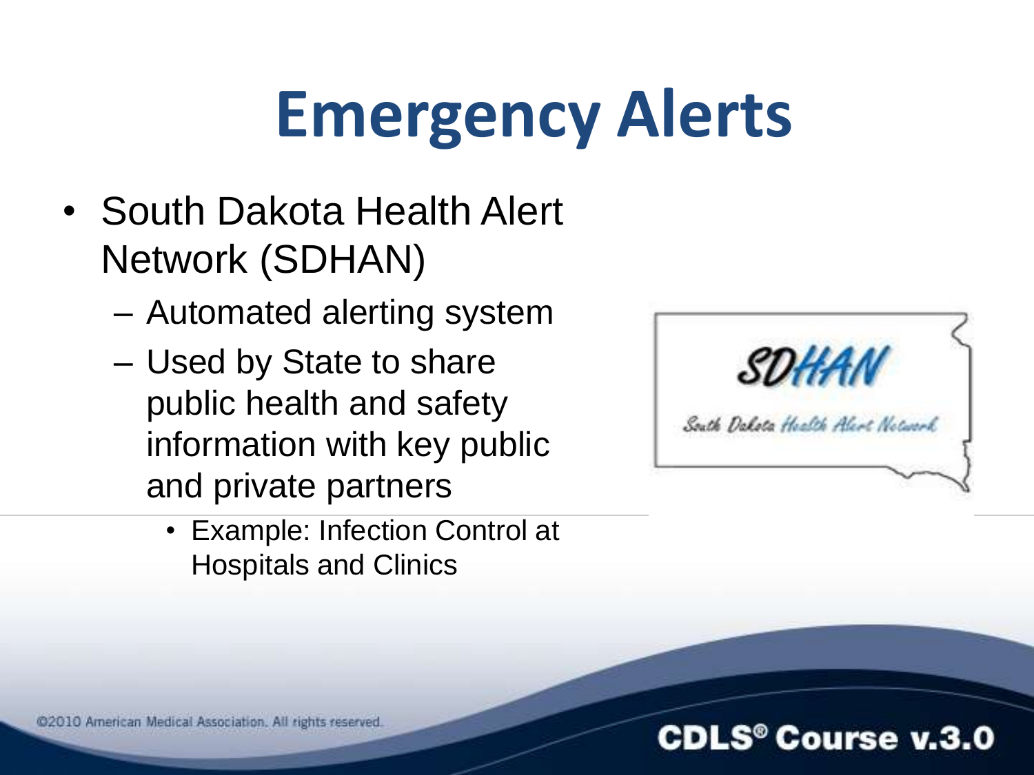# Emergency Alerts

- South Dakota Health Alert Network (SDHAN)
  - Automated alerting system
  - Used by State to share public health and safety information with key public and private partners
    - Example: Infection Control at Hospitals and Clinics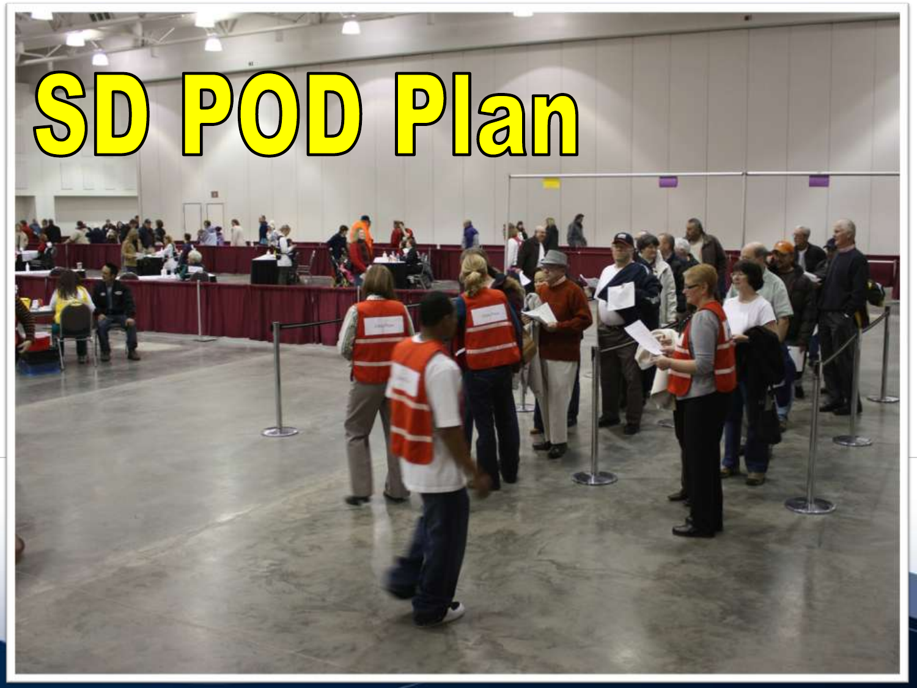# SD POD Plan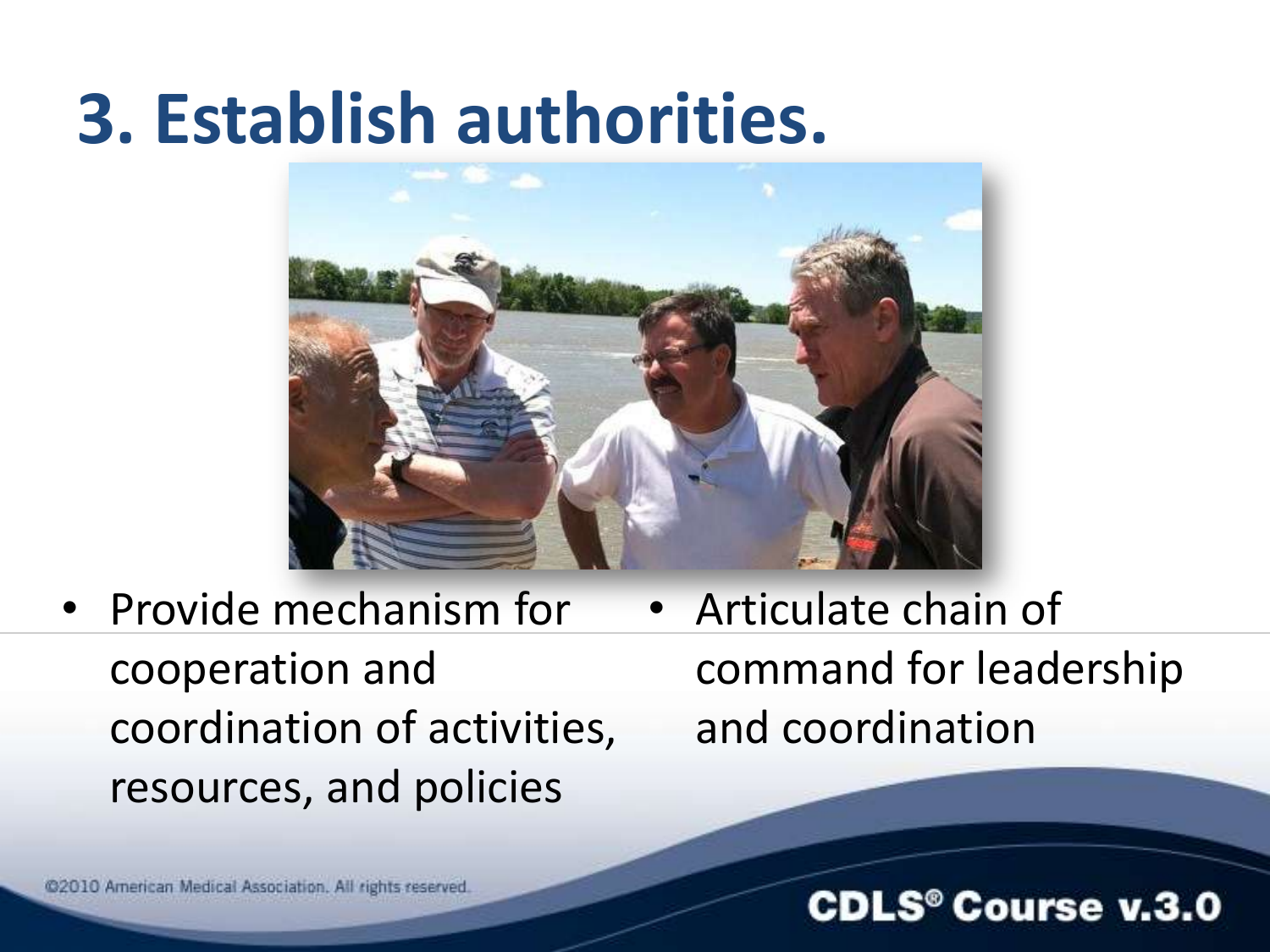# 3. Establish authorities.

- Provide mechanism for cooperation and coordination of activities, resources, and policies
- Articulate chain of command for leadership and coordination

©2010 American Medical Association. All rights reserved.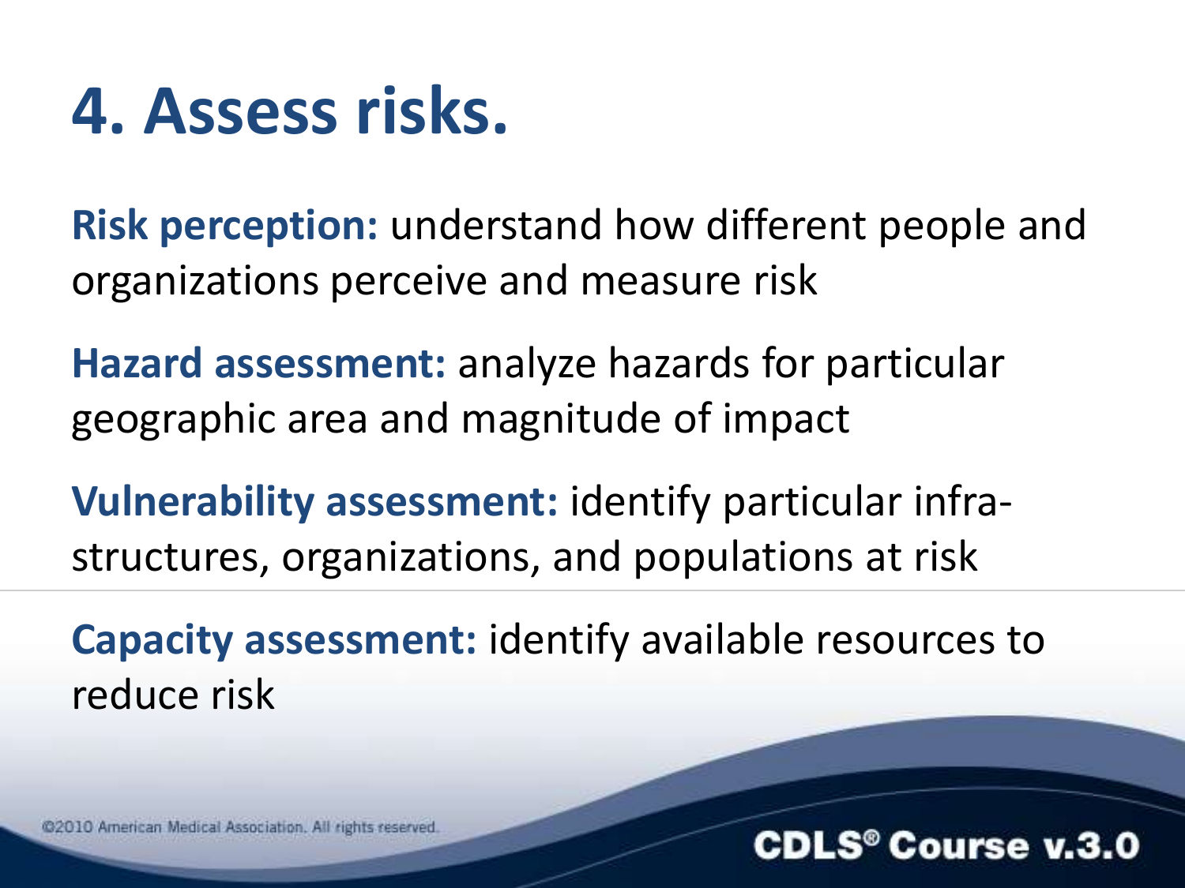# 4. Assess risks.

**Risk perception:** understand how different people and organizations perceive and measure risk

**Hazard assessment:** analyze hazards for particular geographic area and magnitude of impact

**Vulnerability assessment:** identify particular infra-structures, organizations, and populations at risk

**Capacity assessment:** identify available resources to reduce risk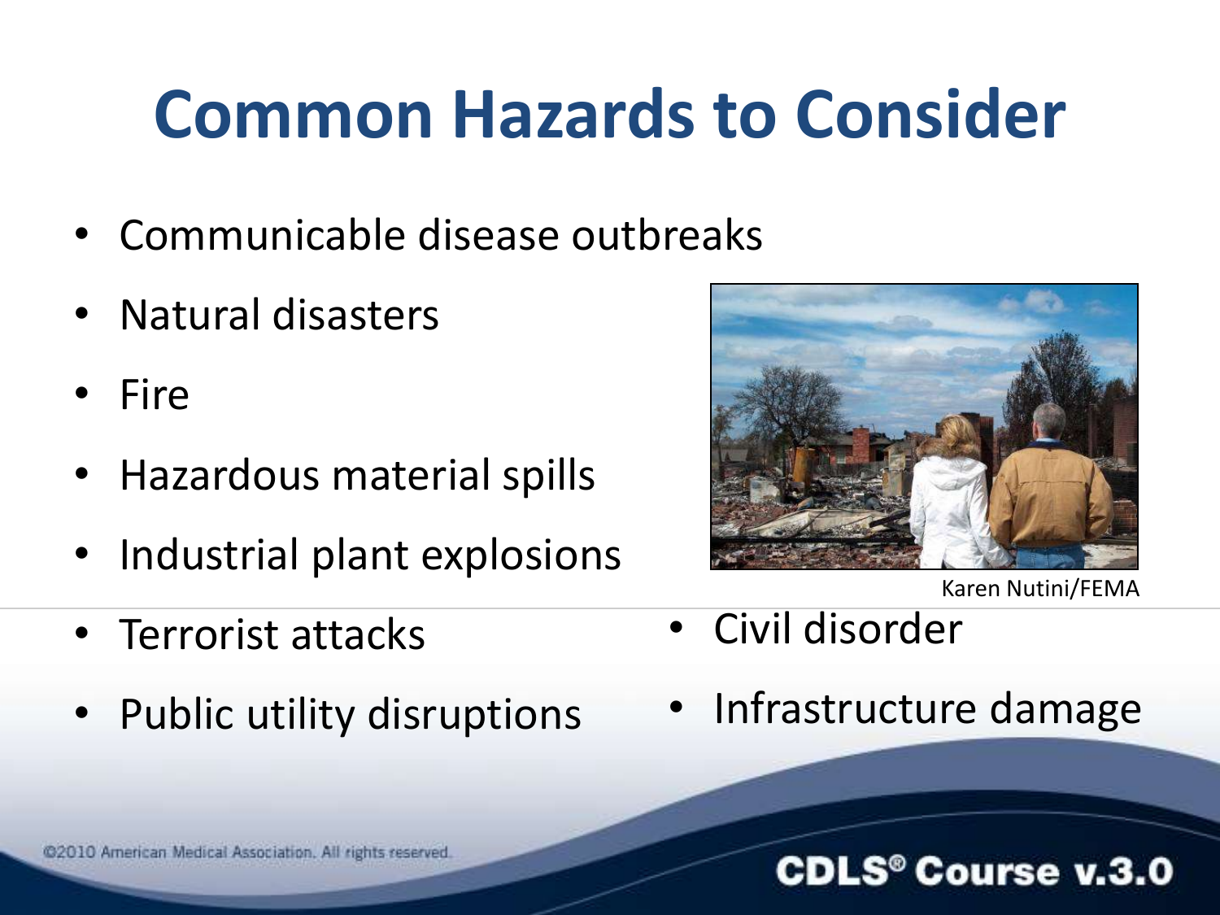# Common Hazards to Consider

- Communicable disease outbreaks
- Natural disasters
- Fire
- Hazardous material spills
- Industrial plant explosions
- Terrorist attacks
- Public utility disruptions
- Civil disorder
- Infrastructure damage

Karen Nutini/FEMA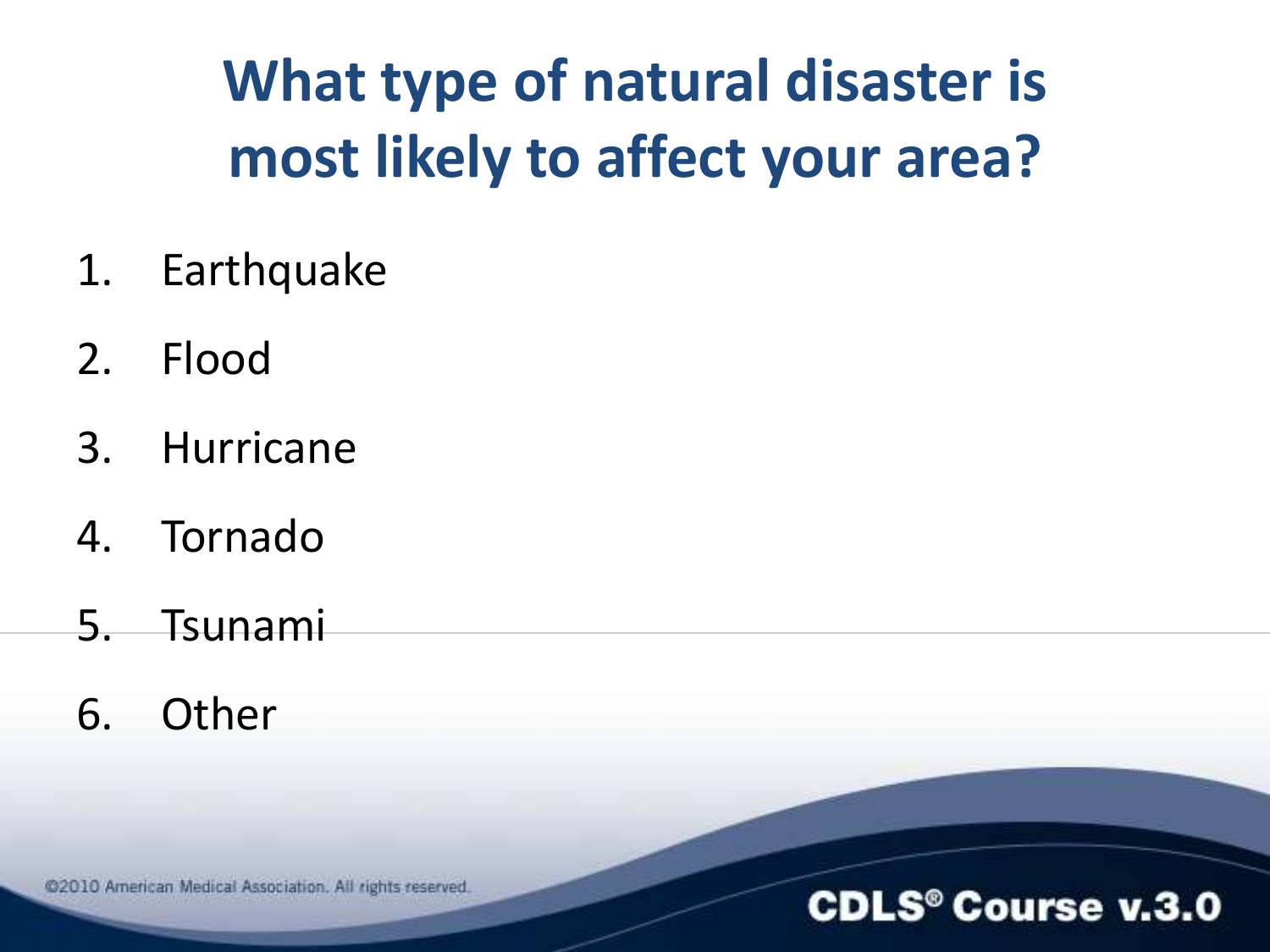# What type of natural disaster is most likely to affect your area?

1. Earthquake
2. Flood
3. Hurricane
4. Tornado
5. Tsunami
6. Other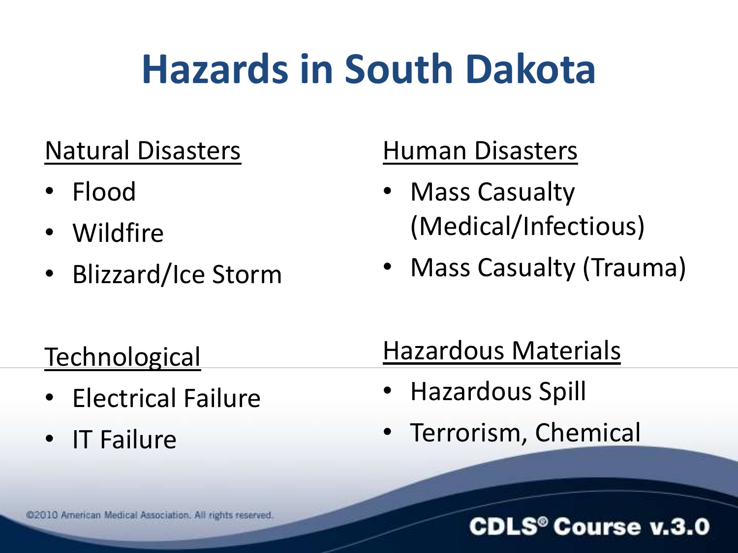# Hazards in South Dakota

Natural Disasters

- Flood
- Wildfire
- Blizzard/Ice Storm

Human Disasters

- Mass Casualty (Medical/Infectious)
- Mass Casualty (Trauma)

Technological

- Electrical Failure
- IT Failure

Hazardous Materials

- Hazardous Spill
- Terrorism, Chemical

©2010 American Medical Association. All rights reserved.

CDLS® Course v.3.0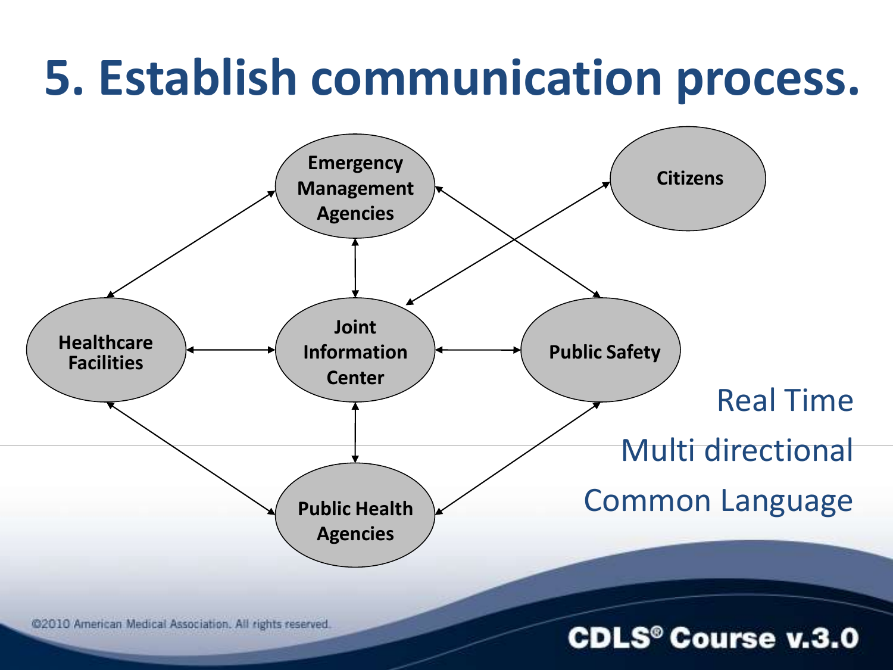# 5. Establish communication process.

Emergency Management Agencies

Citizens

Healthcare Facilities

Joint Information Center

Public Safety

Public Health Agencies

Real Time

Multi directional

Common Language

©2010 American Medical Association. All rights reserved.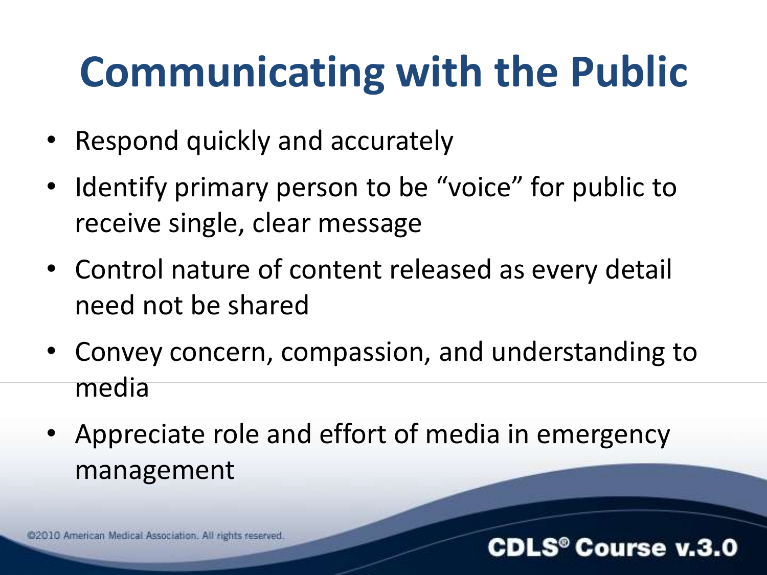# Communicating with the Public

- Respond quickly and accurately
- Identify primary person to be "voice" for public to receive single, clear message
- Control nature of content released as every detail need not be shared
- Convey concern, compassion, and understanding to media
- Appreciate role and effort of media in emergency management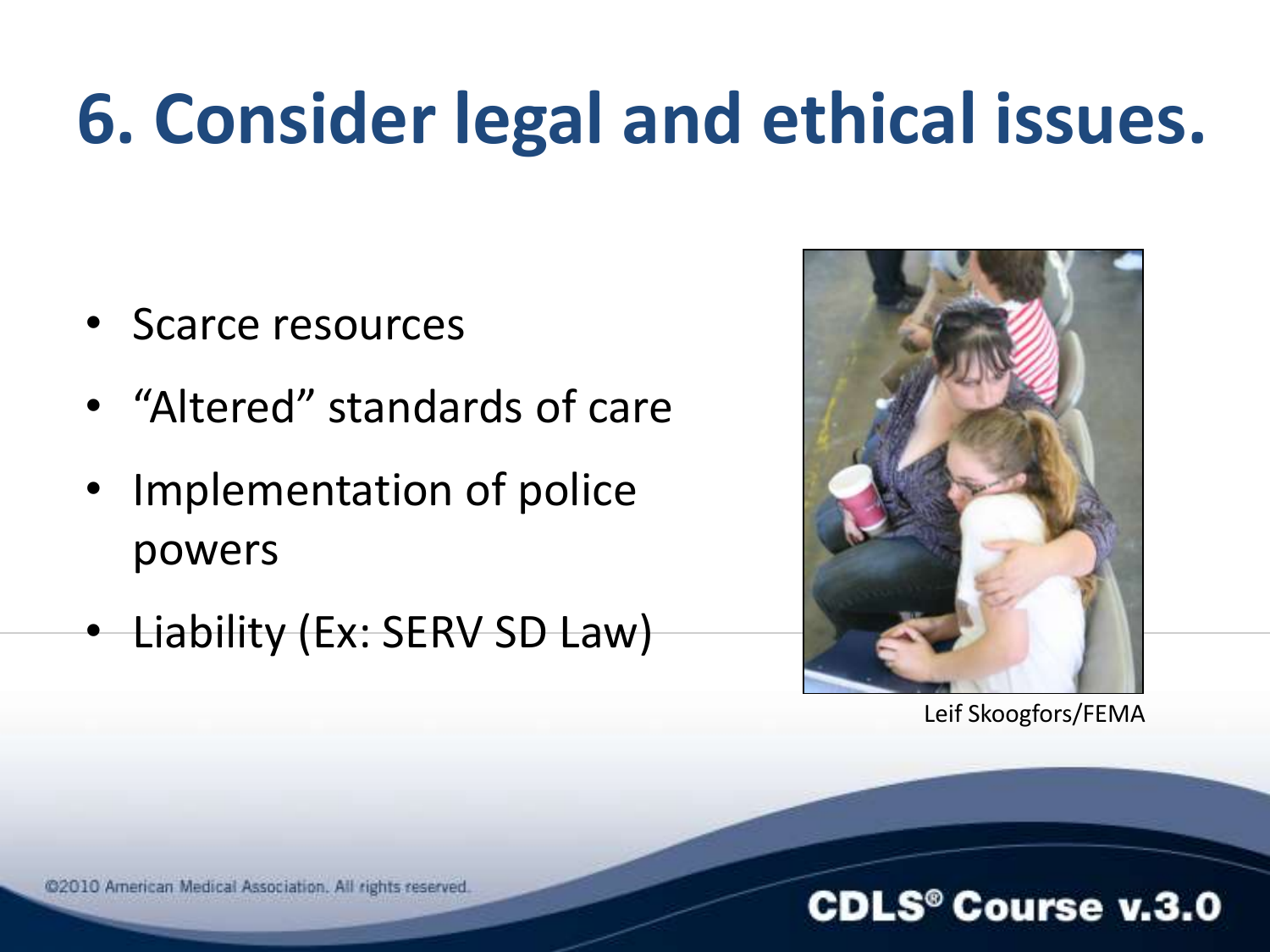# 6. Consider legal and ethical issues.

- Scarce resources
- “Altered” standards of care
- Implementation of police powers
- Liability (Ex: SERV SD Law)

Leif Skoogfors/FEMA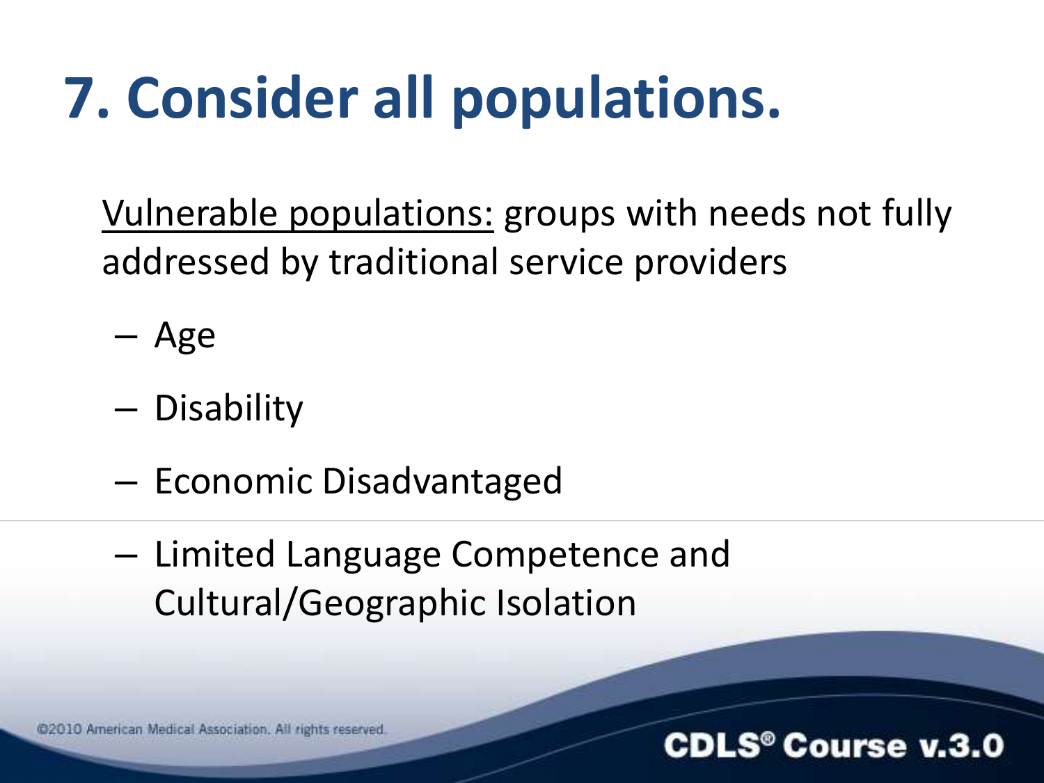# 7. Consider all populations.

Vulnerable populations: groups with needs not fully addressed by traditional service providers

- Age
- Disability
- Economic Disadvantaged
- Limited Language Competence and Cultural/Geographic Isolation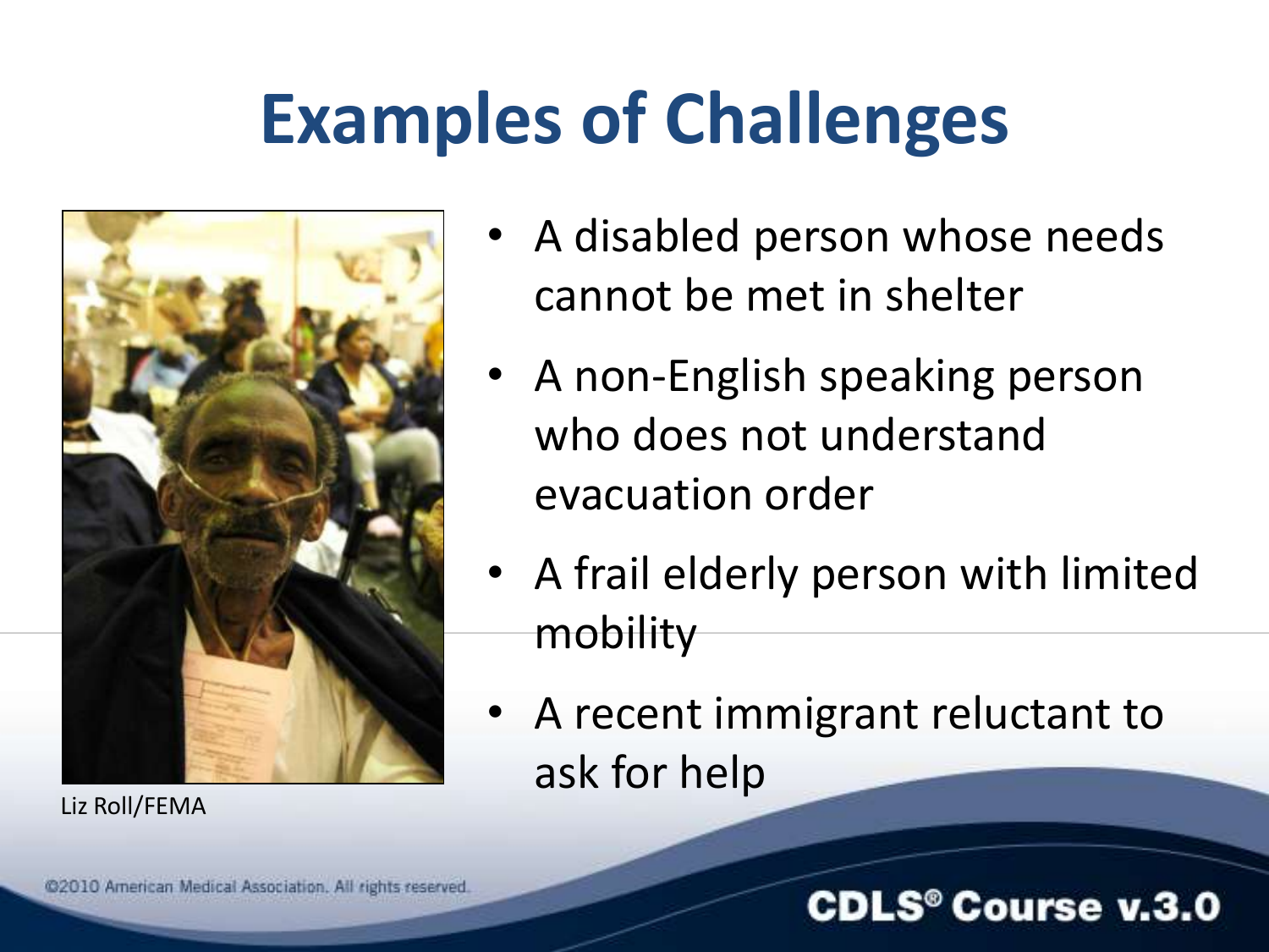# Examples of Challenges

- A disabled person whose needs cannot be met in shelter
- A non-English speaking person who does not understand evacuation order
- A frail elderly person with limited mobility
- A recent immigrant reluctant to ask for help

Liz Roll/FEMA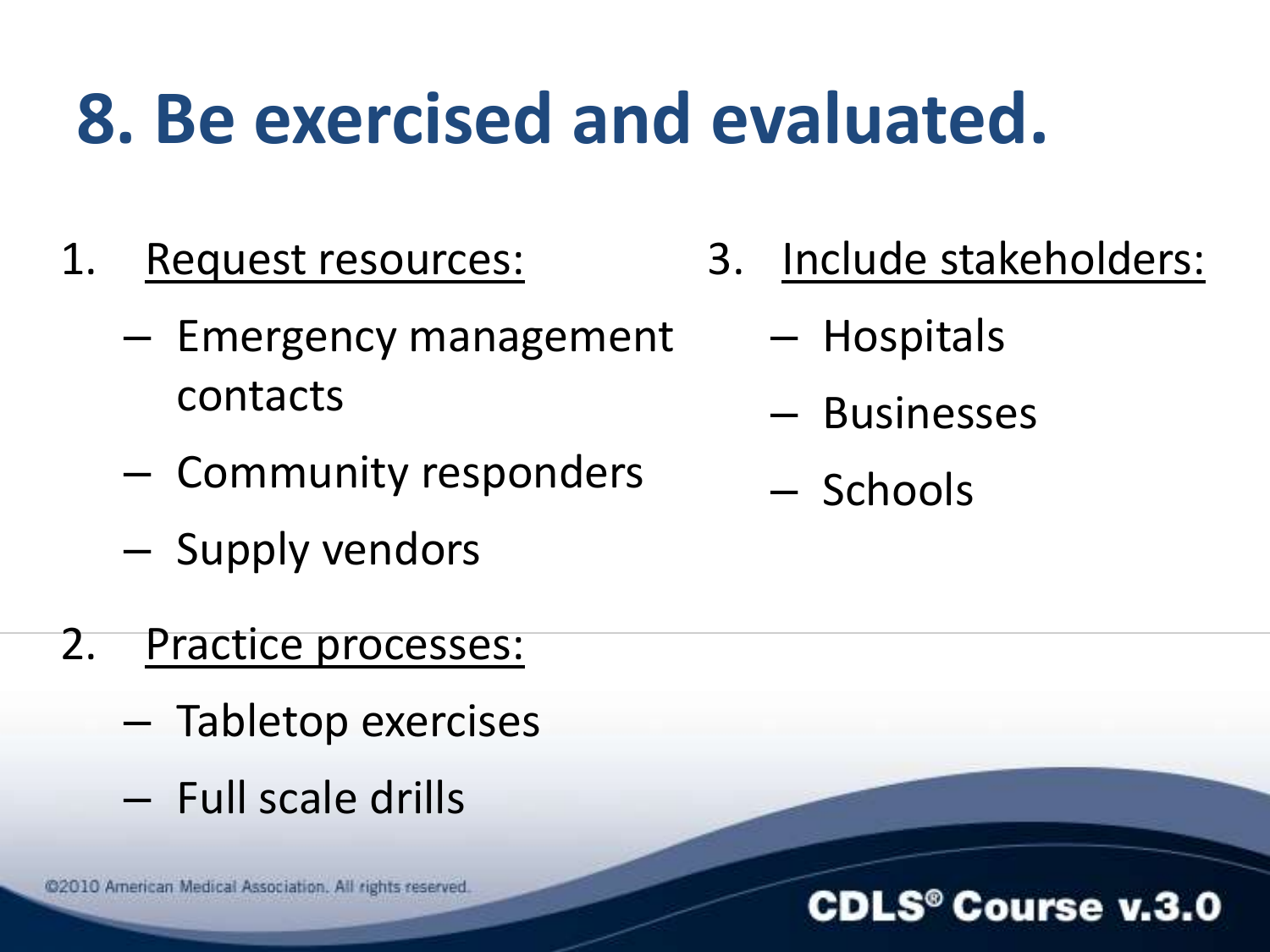# 8. Be exercised and evaluated.

1. <u>Request resources:</u>
   - Emergency management contacts
   - Community responders
   - Supply vendors
2. <u>Practice processes:</u>
   - Tabletop exercises
   - Full scale drills
3. <u>Include stakeholders:</u>
   - Hospitals
   - Businesses
   - Schools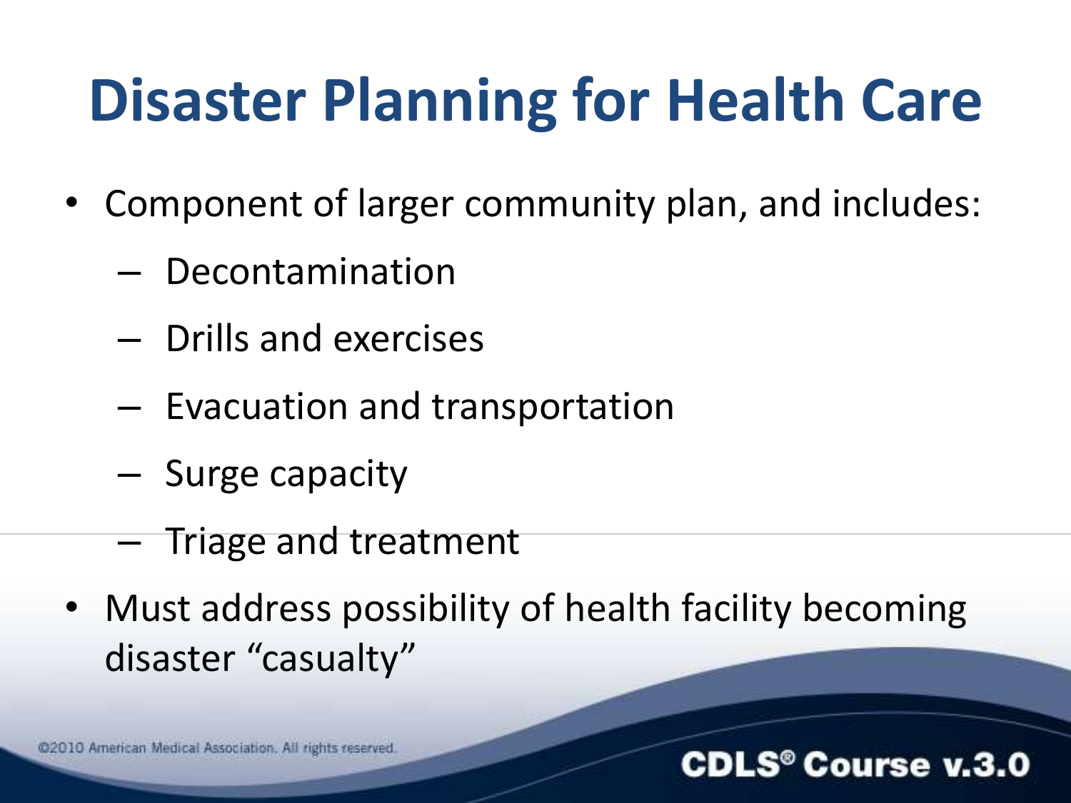# Disaster Planning for Health Care

- Component of larger community plan, and includes:
  - Decontamination
  - Drills and exercises
  - Evacuation and transportation
  - Surge capacity
  - Triage and treatment
- Must address possibility of health facility becoming disaster "casualty"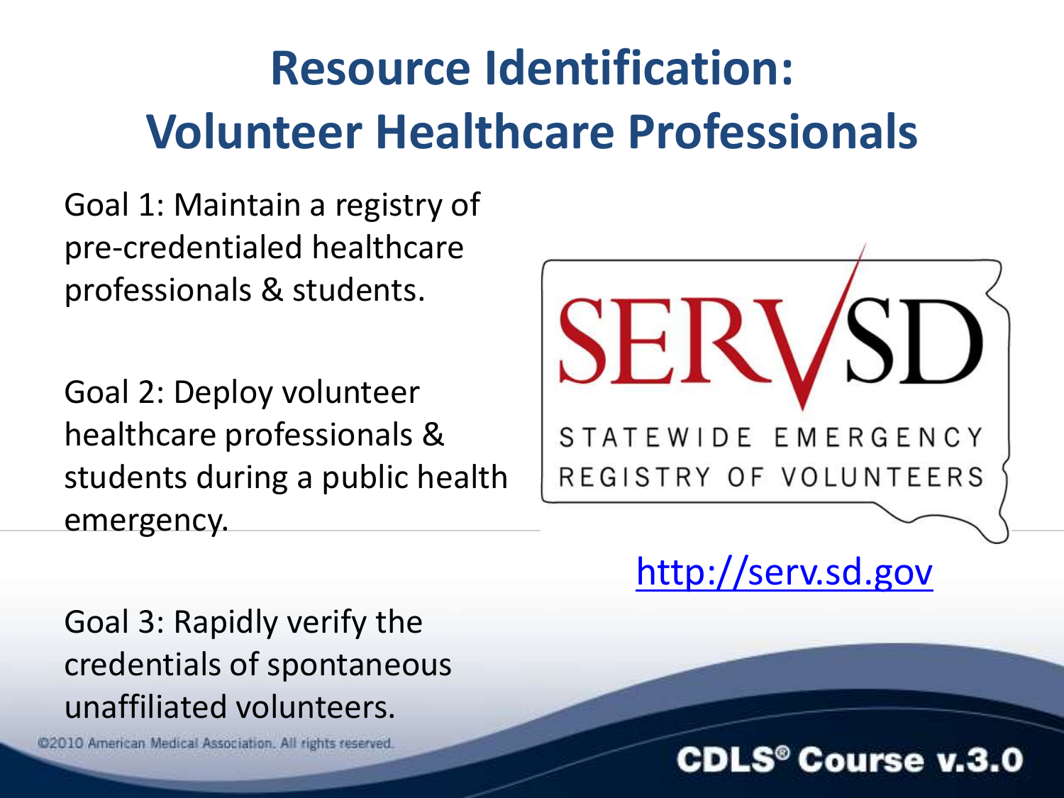# Resource Identification: Volunteer Healthcare Professionals

Goal 1: Maintain a registry of pre-credentialed healthcare professionals & students.

Goal 2: Deploy volunteer healthcare professionals & students during a public health emergency.

Goal 3: Rapidly verify the credentials of spontaneous unaffiliated volunteers.

SERV SD

STATEWIDE EMERGENCY REGISTRY OF VOLUNTEERS

http://serv.sd.gov

©2010 American Medical Association. All rights reserved.

CDLS® Course v.3.0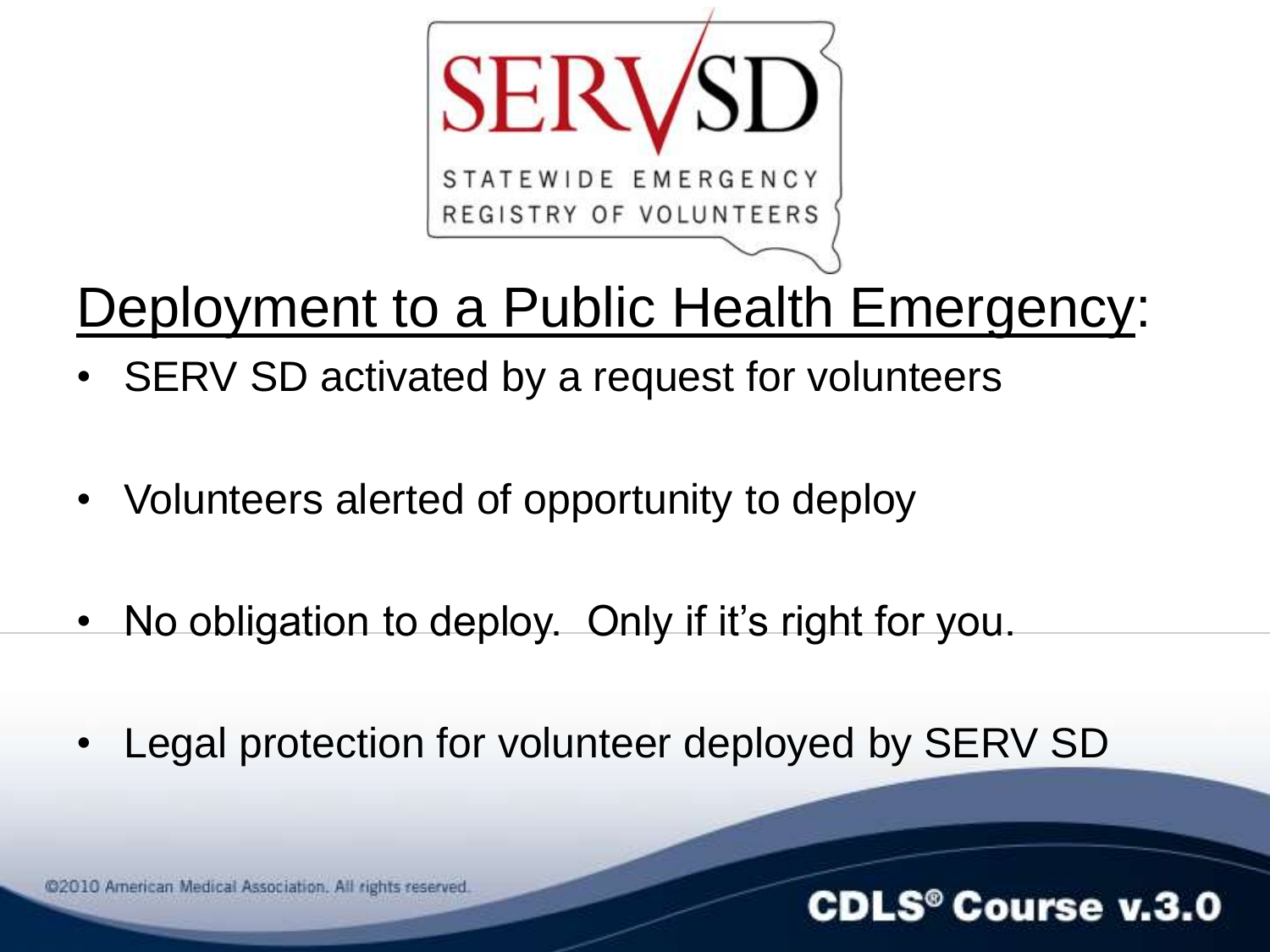SERVSD

STATEWIDE EMERGENCY REGISTRY OF VOLUNTEERS

# Deployment to a Public Health Emergency:

- SERV SD activated by a request for volunteers
- Volunteers alerted of opportunity to deploy
- No obligation to deploy. Only if it's right for you.
- Legal protection for volunteer deployed by SERV SD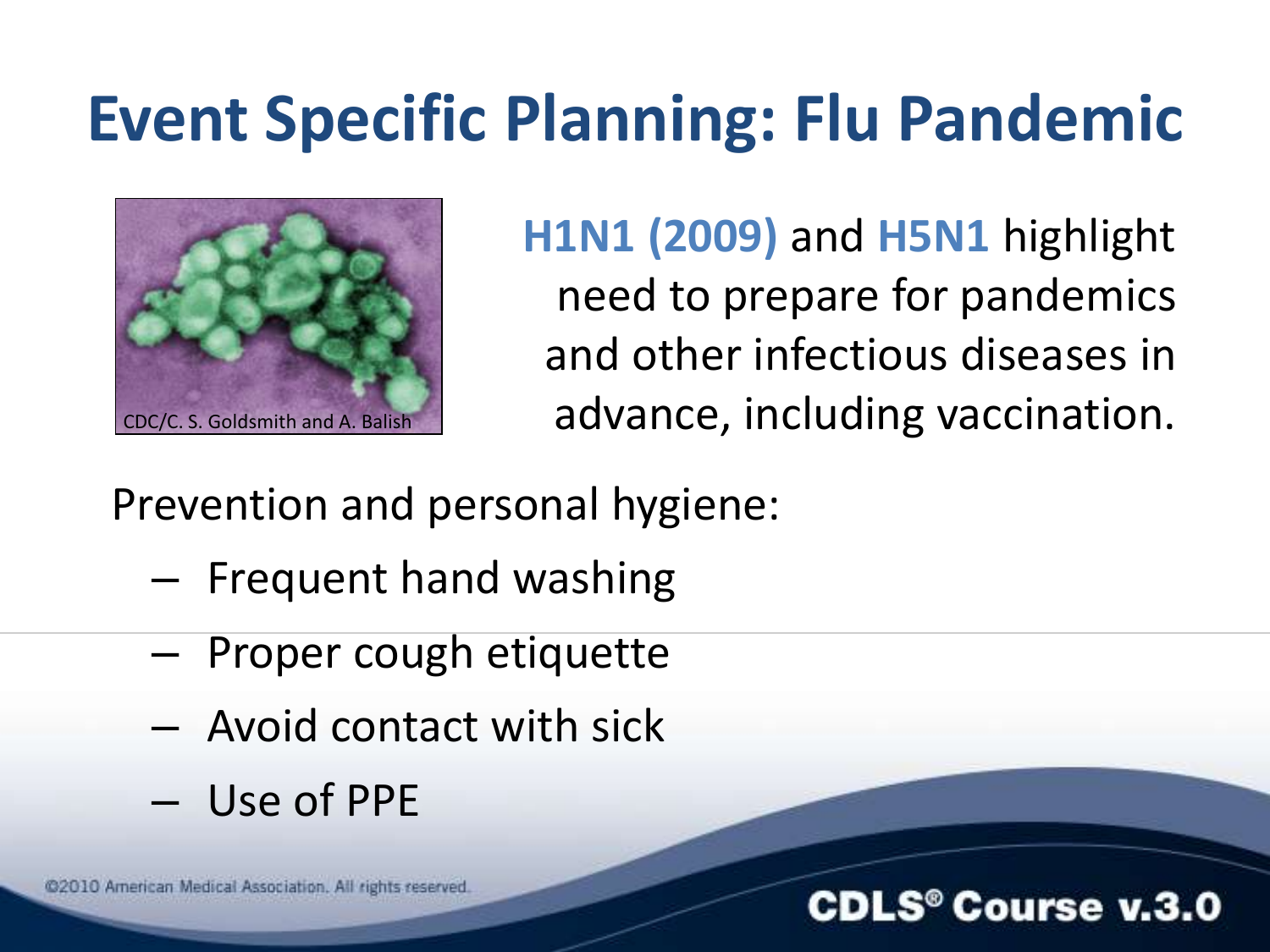# Event Specific Planning: Flu Pandemic

CDC/C. S. Goldsmith and A. Balish

**H1N1 (2009)** and **H5N1** highlight need to prepare for pandemics and other infectious diseases in advance, including vaccination.

Prevention and personal hygiene:

- Frequent hand washing
- Proper cough etiquette
- Avoid contact with sick
- Use of PPE

©2010 American Medical Association. All rights reserved.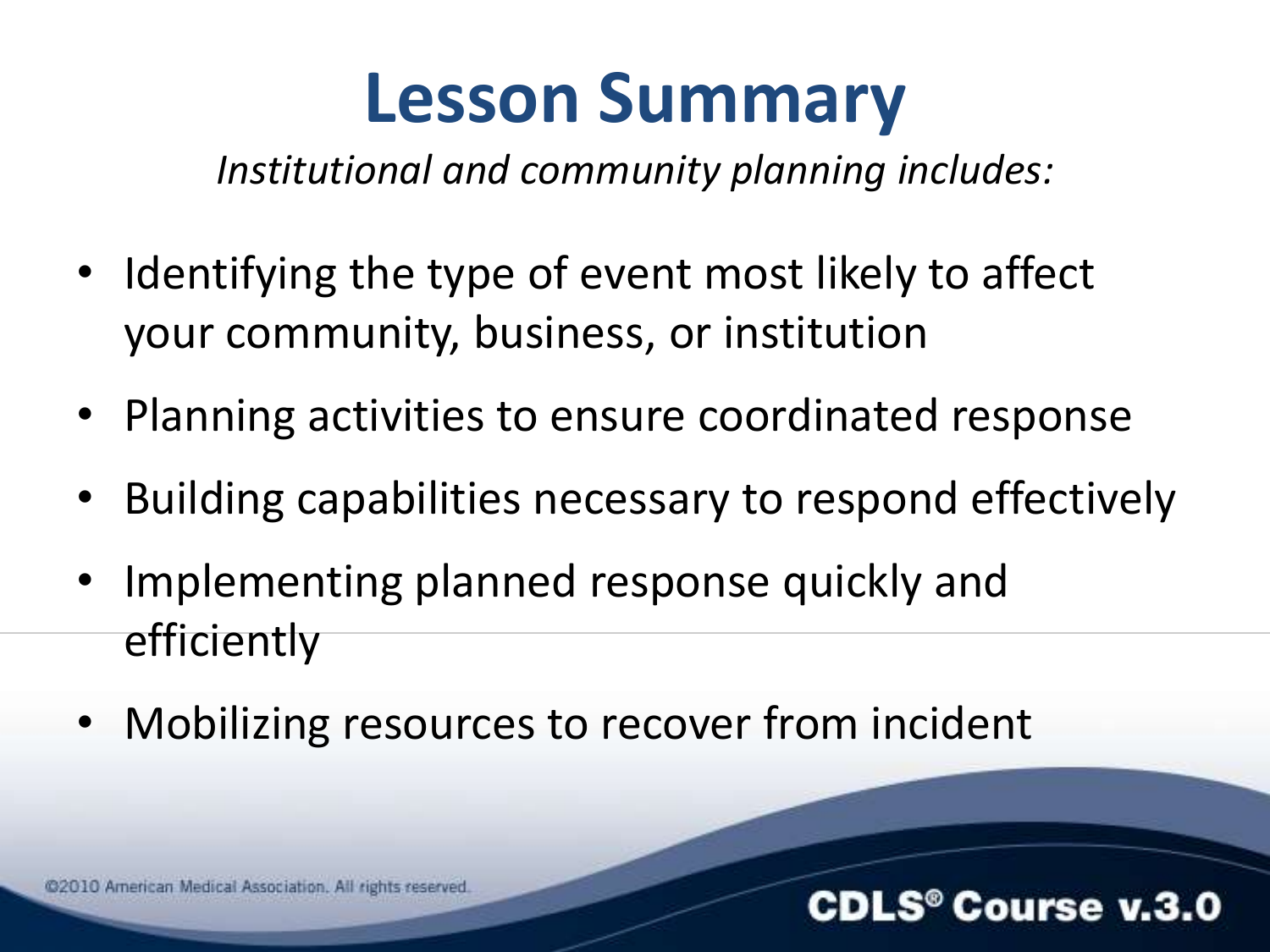# Lesson Summary

*Institutional and community planning includes:*

- Identifying the type of event most likely to affect your community, business, or institution
- Planning activities to ensure coordinated response
- Building capabilities necessary to respond effectively
- Implementing planned response quickly and efficiently
- Mobilizing resources to recover from incident